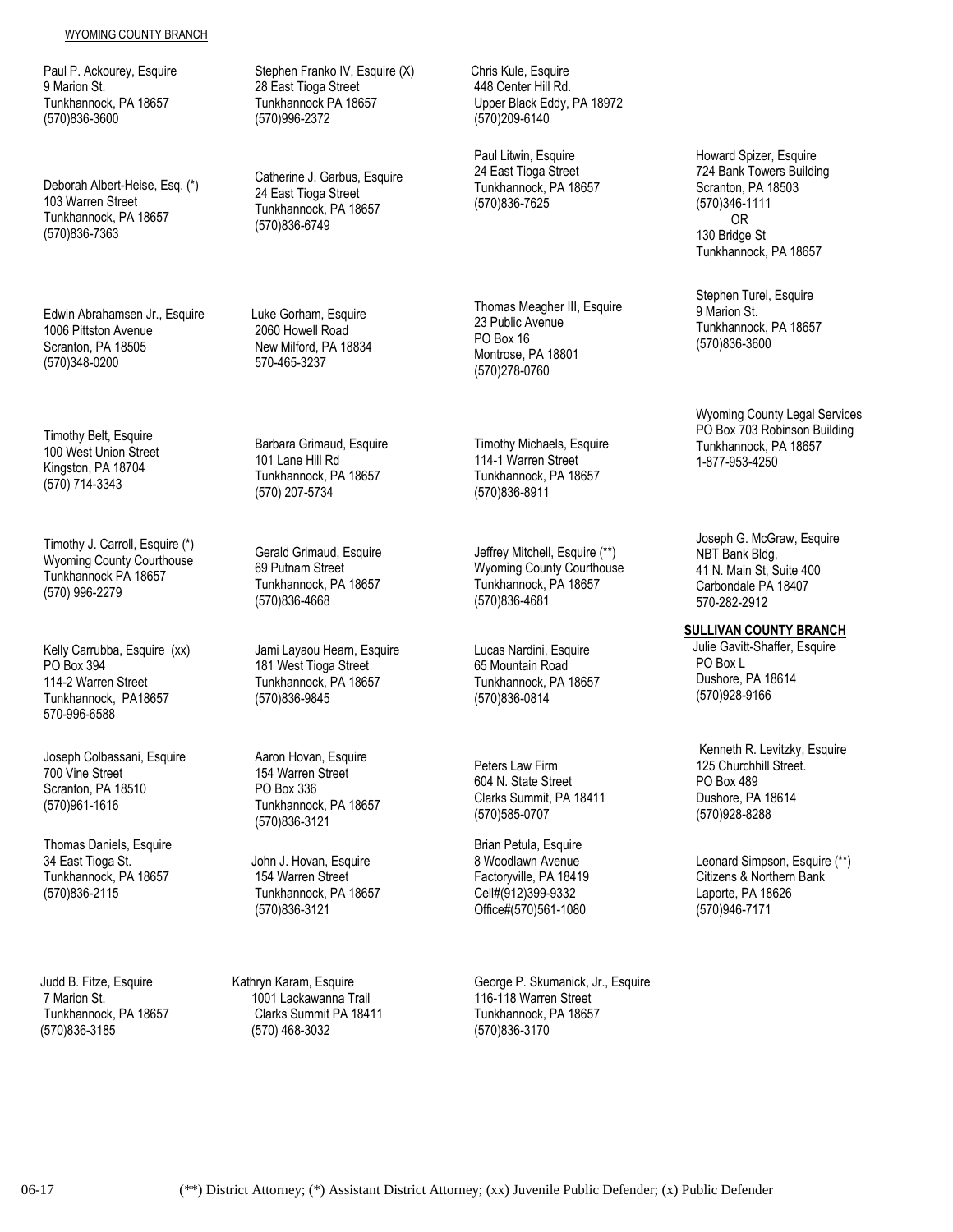WYOMING COUNTY BRANCH

Paul P. Ackourey, Esquire
9 Marion St.
Tunkhannock, PA 18657
(570)836-3600

Deborah Albert-Heise, Esq. (*)
103 Warren Street
Tunkhannock, PA 18657
(570)836-7363

Edwin Abrahamsen Jr., Esquire
1006 Pittston Avenue
Scranton, PA 18505
(570)348-0200

Timothy Belt, Esquire
100 West Union Street
Kingston, PA 18704
(570) 714-3343

Timothy J. Carroll, Esquire (*)
Wyoming County Courthouse
Tunkhannock PA 18657
(570) 996-2279

Kelly Carrubba, Esquire (xx)
PO Box 394
114-2 Warren Street
Tunkhannock, PA18657
570-996-6588

Joseph Colbassani, Esquire
700 Vine Street
Scranton, PA 18510
(570)961-1616

Thomas Daniels, Esquire
34 East Tioga St.
Tunkhannock, PA 18657
(570)836-2115

Judd B. Fitze, Esquire
7 Marion St.
Tunkhannock, PA 18657
(570)836-3185

Stephen Franko IV, Esquire (X)
28 East Tioga Street
Tunkhannock PA 18657
(570)996-2372

Catherine J. Garbus, Esquire
24 East Tioga Street
Tunkhannock, PA 18657
(570)836-6749

Luke Gorham, Esquire
2060 Howell Road
New Milford, PA 18834
570-465-3237

Barbara Grimaud, Esquire
101 Lane Hill Rd
Tunkhannock, PA 18657
(570) 207-5734

Gerald Grimaud, Esquire
69 Putnam Street
Tunkhannock, PA 18657
(570)836-4668

Jami Layaou Hearn, Esquire
181 West Tioga Street
Tunkhannock, PA 18657
(570)836-9845

Aaron Hovan, Esquire
154 Warren Street
PO Box 336
Tunkhannock, PA 18657
(570)836-3121

John J. Hovan, Esquire
154 Warren Street
Tunkhannock, PA 18657
(570)836-3121

Kathryn Karam, Esquire
1001 Lackawanna Trail
Clarks Summit PA 18411
(570) 468-3032

Chris Kule, Esquire
448 Center Hill Rd.
Upper Black Eddy, PA 18972
(570)209-6140

Paul Litwin, Esquire
24 East Tioga Street
Tunkhannock, PA 18657
(570)836-7625

Thomas Meagher III, Esquire
23 Public Avenue
PO Box 16
Montrose, PA 18801
(570)278-0760

Timothy Michaels, Esquire
114-1 Warren Street
Tunkhannock, PA 18657
(570)836-8911

Jeffrey Mitchell, Esquire (**)
Wyoming County Courthouse
Tunkhannock, PA 18657
(570)836-4681

Lucas Nardini, Esquire
65 Mountain Road
Tunkhannock, PA 18657
(570)836-0814

Peters Law Firm
604 N. State Street
Clarks Summit, PA 18411
(570)585-0707

Brian Petula, Esquire
8 Woodlawn Avenue
Factoryville, PA 18419
Cell#(912)399-9332
Office#(570)561-1080

George P. Skumanick, Jr., Esquire
116-118 Warren Street
Tunkhannock, PA 18657
(570)836-3170

Howard Spizer, Esquire
724 Bank Towers Building
Scranton, PA 18503
(570)346-1111
OR
130 Bridge St
Tunkhannock, PA 18657

Stephen Turel, Esquire
9 Marion St.
Tunkhannock, PA 18657
(570)836-3600

Wyoming County Legal Services
PO Box 703 Robinson Building
Tunkhannock, PA 18657
1-877-953-4250

Joseph G. McGraw, Esquire
NBT Bank Bldg,
41 N. Main St, Suite 400
Carbondale PA 18407
570-282-2912

**SULLIVAN COUNTY BRANCH**

Julie Gavitt-Shaffer, Esquire
PO Box L
Dushore, PA 18614
(570)928-9166

Kenneth R. Levitzky, Esquire
125 Churchhill Street.
PO Box 489
Dushore, PA 18614
(570)928-8288

Leonard Simpson, Esquire (**)
Citizens & Northern Bank
Laporte, PA 18626
(570)946-7171

06-17 (**) District Attorney; (*) Assistant District Attorney; (xx) Juvenile Public Defender; (x) Public Defender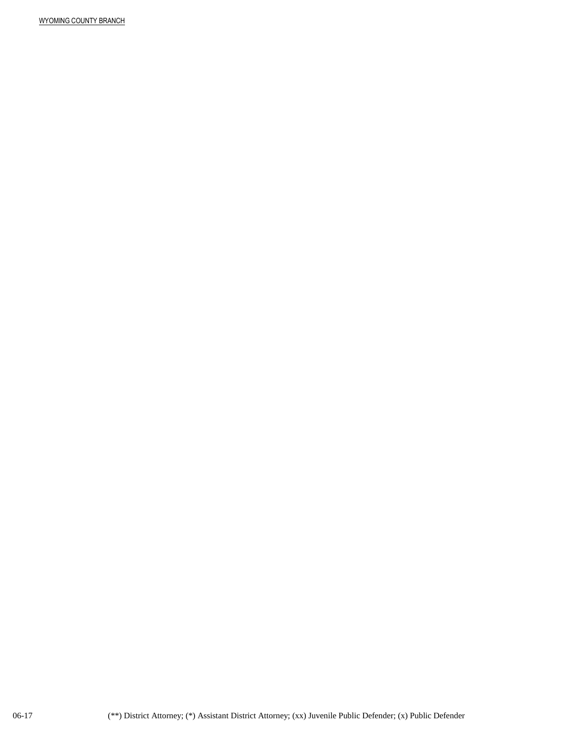WYOMING COUNTY BRANCH